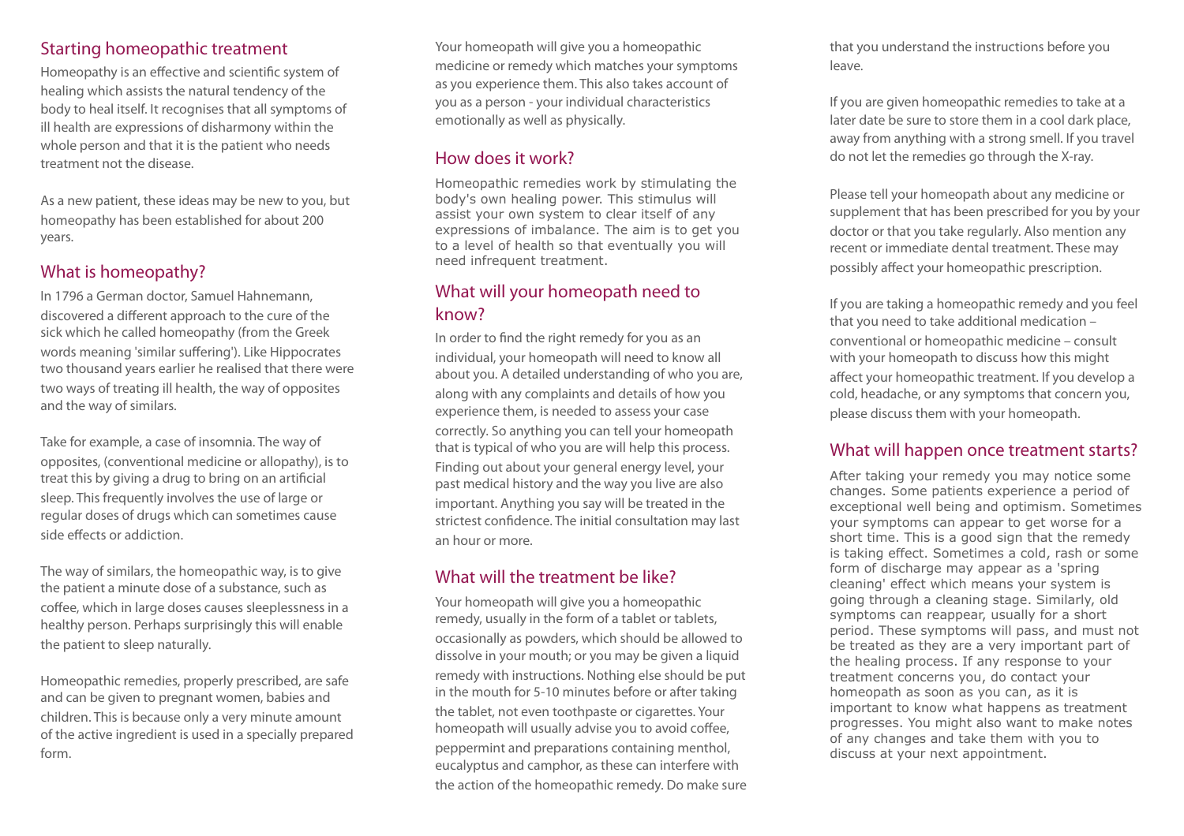## Starting homeopathic treatment

Homeopathy is an effective and scientific system of healing which assists the natural tendency of the body to heal itself. It recognises that all symptoms of ill health are expressions of disharmony within the whole person and that it is the patient who needs treatment not the disease.

As a new patient, these ideas may be new to you, but homeopathy has been established for about 200 years.

## What is homeopathy?

In 1796 a German doctor, Samuel Hahnemann, discovered a different approach to the cure of the sick which he called homeopathy (from the Greek words meaning 'similar suffering'). Like Hippocrates two thousand years earlier he realised that there were two ways of treating ill health, the way of opposites and the way of similars.

Take for example, a case of insomnia. The way of opposites, (conventional medicine or allopathy), is to treat this by giving a drug to bring on an artificial sleep. This frequently involves the use of large or regular doses of drugs which can sometimes cause side effects or addiction.

The way of similars, the homeopathic way, is to give the patient a minute dose of a substance, such as coffee, which in large doses causes sleeplessness in a healthy person. Perhaps surprisingly this will enable the patient to sleep naturally.

Homeopathic remedies, properly prescribed, are safe and can be given to pregnant women, babies and children. This is because only a very minute amount of the active ingredient is used in a specially prepared form.

Your homeopath will give you a homeopathic medicine or remedy which matches your symptoms as you experience them. This also takes account of you as a person - your individual characteristics emotionally as well as physically.

## How does it work?

Homeopathic remedies work by stimulating the body's own healing power. This stimulus will assist your own system to clear itself of any expressions of imbalance. The aim is to get you to a level of health so that eventually you will need infrequent treatment.

## What will your homeopath need to know?

In order to find the right remedy for you as an individual, your homeopath will need to know all about you. A detailed understanding of who you are, along with any complaints and details of how you experience them, is needed to assess your case correctly. So anything you can tell your homeopath that is typical of who you are will help this process. Finding out about your general energy level, your past medical history and the way you live are also important. Anything you say will be treated in the strictest confidence. The initial consultation may last an hour or more.

## What will the treatment be like?

Your homeopath will give you a homeopathic remedy, usually in the form of a tablet or tablets, occasionally as powders, which should be allowed to dissolve in your mouth; or you may be given a liquid remedy with instructions. Nothing else should be put in the mouth for 5-10 minutes before or after taking the tablet, not even toothpaste or cigarettes. Your homeopath will usually advise you to avoid coffee, peppermint and preparations containing menthol, eucalyptus and camphor, as these can interfere with the action of the homeopathic remedy. Do make sure that you understand the instructions before you leave.

If you are given homeopathic remedies to take at a later date be sure to store them in a cool dark place, away from anything with a strong smell. If you travel do not let the remedies go through the X-ray.

Please tell your homeopath about any medicine or supplement that has been prescribed for you by your doctor or that you take regularly. Also mention any recent or immediate dental treatment. These may possibly affect your homeopathic prescription.

If you are taking a homeopathic remedy and you feel that you need to take additional medication – conventional or homeopathic medicine – consult with your homeopath to discuss how this might affect your homeopathic treatment. If you develop a cold, headache, or any symptoms that concern you, please discuss them with your homeopath.

## What will happen once treatment starts?

After taking your remedy you may notice some changes. Some patients experience a period of exceptional well being and optimism. Sometimes your symptoms can appear to get worse for a short time. This is a good sign that the remedy is taking effect. Sometimes a cold, rash or some form of discharge may appear as a 'spring cleaning' effect which means your system is going through a cleaning stage. Similarly, old symptoms can reappear, usually for a short period. These symptoms will pass, and must not be treated as they are a very important part of the healing process. If any response to your treatment concerns you, do contact your homeopath as soon as you can, as it is important to know what happens as treatment progresses. You might also want to make notes of any changes and take them with you to discuss at your next appointment.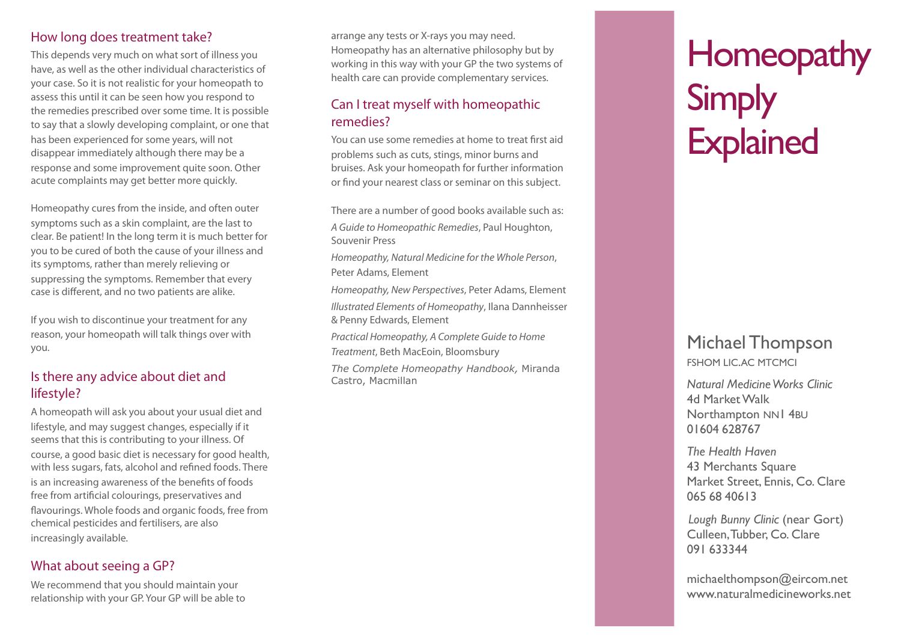## How long does treatment take?

This depends very much on what sort of illness you have, as well as the other individual characteristics of your case. So it is not realistic for your homeopath to assess this until it can be seen how you respond to the remedies prescribed over some time. It is possible to say that a slowly developing complaint, or one that has been experienced for some years, will not disappear immediately although there may be a response and some improvement quite soon. Other acute complaints may get better more quickly.

Homeopathy cures from the inside, and often outer symptoms such as a skin complaint, are the last to clear. Be patient! In the long term it is much better for you to be cured of both the cause of your illness and its symptoms, rather than merely relieving or suppressing the symptoms. Remember that every case is different, and no two patients are alike.

If you wish to discontinue your treatment for any reason, your homeopath will talk things over with you.

## Is there any advice about diet and lifestyle?

A homeopath will ask you about your usual diet and lifestyle, and may suggest changes, especially if it seems that this is contributing to your illness. Of course, a good basic diet is necessary for good health, with less sugars, fats, alcohol and refined foods. There is an increasing awareness of the benefits of foods free from artificial colourings, preservatives and flavourings. Whole foods and organic foods, free from chemical pesticides and fertilisers, are also increasingly available.

## What about seeing a GP?

We recommend that you should maintain your relationship with your GP. Your GP will be able to arrange any tests or X-rays you may need. Homeopathy has an alternative philosophy but by working in this way with your GP the two systems of health care can provide complementary services.

## Can I treat myself with homeopathic remedies?

You can use some remedies at home to treat first aid problems such as cuts, stings, minor burns and bruises. Ask your homeopath for further information or find your nearest class or seminar on this subject.

There are a number of good books available such as:

*A Guide to Homeopathic Remedies*, Paul Houghton, Souvenir Press

*Homeopathy, Natural Medicine for the Whole Person*, Peter Adams, Element

*Homeopathy, New Perspectives*, Peter Adams, Element

*Illustrated Elements of Homeopathy*, Ilana Dannheisser & Penny Edwards, Element

*Practical Homeopathy, A Complete Guide to Home Treatment*, Beth MacEoin, Bloomsbury

*The Complete Homeopathy Handbook,* Miranda Castro, Macmillan

# Homeopathy Simply Explained

## Michael Thompson

FSHOM LIC.AC MTCMCI

*Natural Medicine Works Clinic*
4d Market Walk
Northampton NN1 4BU
01604 628767

*The Health Haven*
43 Merchants Square
Market Street, Ennis, Co. Clare
065 68 40613

*Lough Bunny Clinic* (near Gort)
Culleen, Tubber, Co. Clare
091 633344

michaelthompson@eircom.net
www.naturalmedicineworks.net